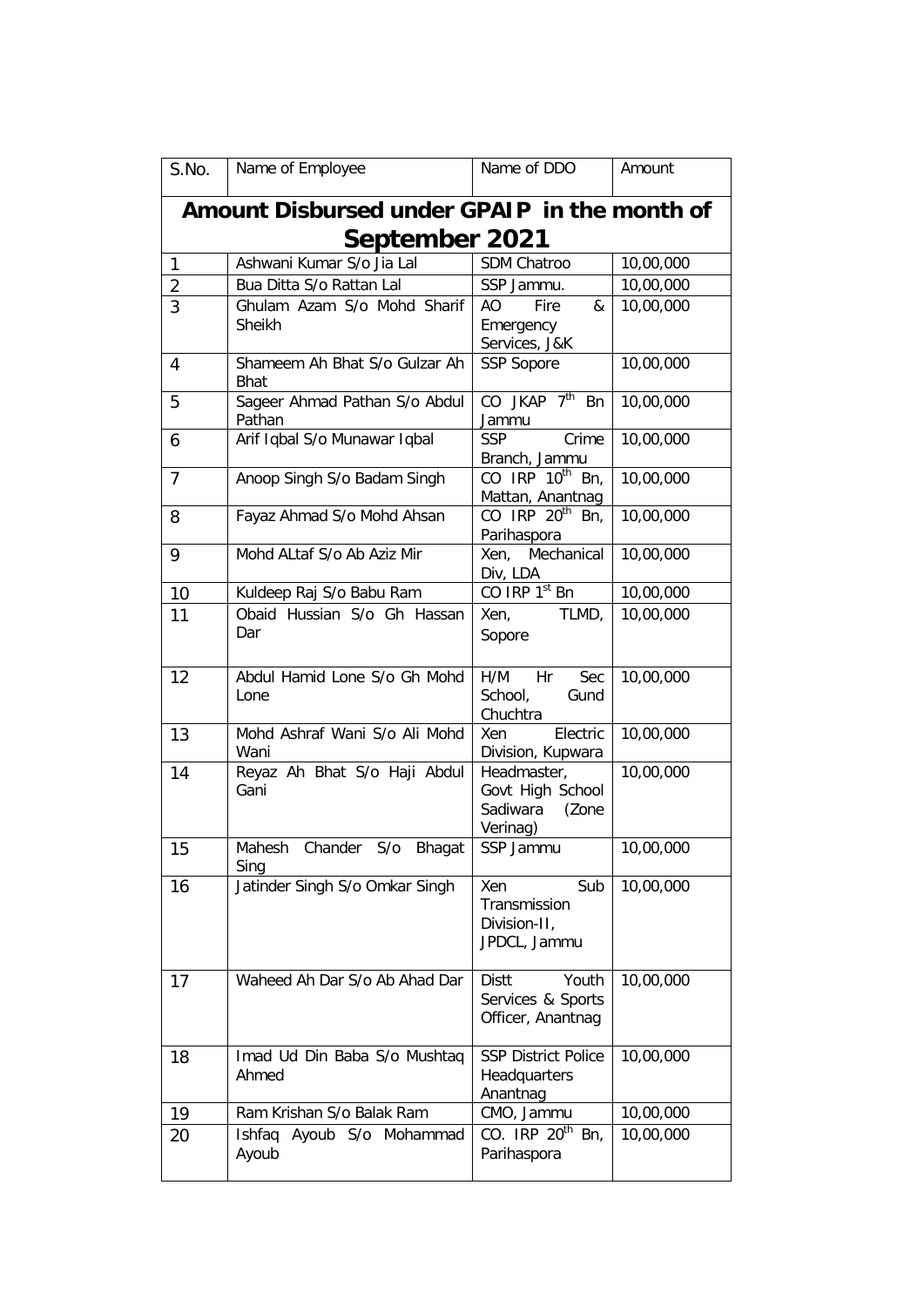| S.No. | Name of Employee | Name of DDO | Amount |
|---|---|---|---|
| **Amount Disbursed under GPAIP in the month of September 2021** | | | |
| 1 | Ashwani Kumar S/o Jia Lal | SDM Chatroo | 10,00,000 |
| 2 | Bua Ditta S/o Rattan Lal | SSP Jammu. | 10,00,000 |
| 3 | Ghulam Azam S/o Mohd Sharif Sheikh | AO Fire & Emergency Services, J&K | 10,00,000 |
| 4 | Shameem Ah Bhat S/o Gulzar Ah Bhat | SSP Sopore | 10,00,000 |
| 5 | Sageer Ahmad Pathan S/o Abdul Pathan | CO JKAP 7th Bn Jammu | 10,00,000 |
| 6 | Arif Iqbal S/o Munawar Iqbal | SSP Crime Branch, Jammu | 10,00,000 |
| 7 | Anoop Singh S/o Badam Singh | CO IRP 10th Bn, Mattan, Anantnag | 10,00,000 |
| 8 | Fayaz Ahmad S/o Mohd Ahsan | CO IRP 20th Bn, Parihaspora | 10,00,000 |
| 9 | Mohd ALtaf S/o Ab Aziz Mir | Xen, Mechanical Div, LDA | 10,00,000 |
| 10 | Kuldeep Raj S/o Babu Ram | CO IRP 1st Bn | 10,00,000 |
| 11 | Obaid Hussian S/o Gh Hassan Dar | Xen, TLMD, Sopore | 10,00,000 |
| 12 | Abdul Hamid Lone S/o Gh Mohd Lone | H/M Hr Sec School, Gund Chuchtra | 10,00,000 |
| 13 | Mohd Ashraf Wani S/o Ali Mohd Wani | Xen Electric Division, Kupwara | 10,00,000 |
| 14 | Reyaz Ah Bhat S/o Haji Abdul Gani | Headmaster, Govt High School Sadiwara (Zone Verinag) | 10,00,000 |
| 15 | Mahesh Chander S/o Bhagat Sing | SSP Jammu | 10,00,000 |
| 16 | Jatinder Singh S/o Omkar Singh | Xen Sub Transmission Division-II, JPDCL, Jammu | 10,00,000 |
| 17 | Waheed Ah Dar S/o Ab Ahad Dar | Distt Youth Services & Sports Officer, Anantnag | 10,00,000 |
| 18 | Imad Ud Din Baba S/o Mushtaq Ahmed | SSP District Police Headquarters Anantnag | 10,00,000 |
| 19 | Ram Krishan S/o Balak Ram | CMO, Jammu | 10,00,000 |
| 20 | Ishfaq Ayoub S/o Mohammad Ayoub | CO. IRP 20th Bn, Parihaspora | 10,00,000 |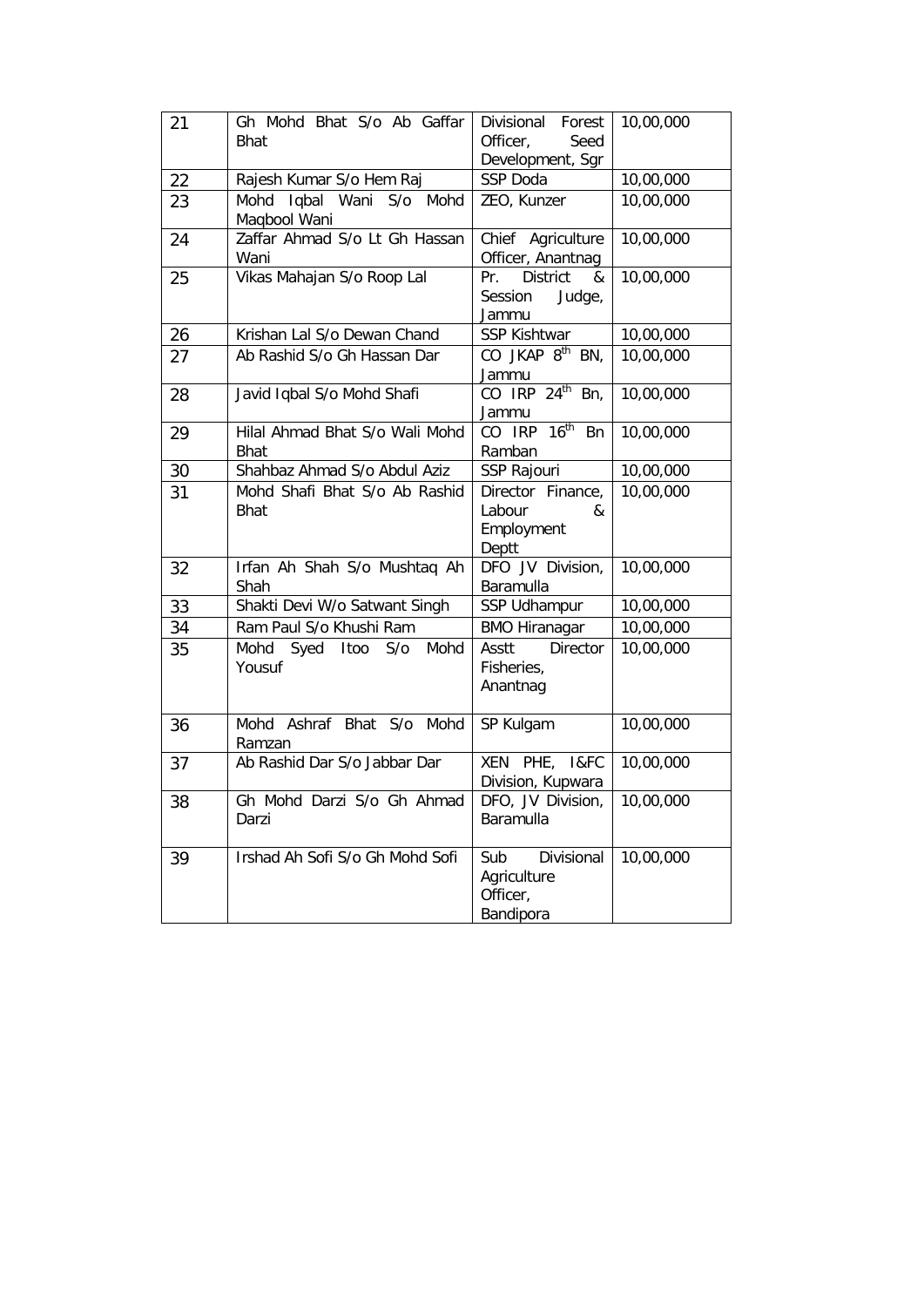| 21 | Gh Mohd Bhat S/o Ab Gaffar Bhat | Divisional Forest Officer, Seed Development, Sgr | 10,00,000 |
|---|---|---|---|
| 22 | Rajesh Kumar S/o Hem Raj | SSP Doda | 10,00,000 |
| 23 | Mohd Iqbal Wani S/o Mohd Maqbool Wani | ZEO, Kunzer | 10,00,000 |
| 24 | Zaffar Ahmad S/o Lt Gh Hassan Wani | Chief Agriculture Officer, Anantnag | 10,00,000 |
| 25 | Vikas Mahajan S/o Roop Lal | Pr. District & Session Judge, Jammu | 10,00,000 |
| 26 | Krishan Lal S/o Dewan Chand | SSP Kishtwar | 10,00,000 |
| 27 | Ab Rashid S/o Gh Hassan Dar | CO JKAP 8th BN, Jammu | 10,00,000 |
| 28 | Javid Iqbal S/o Mohd Shafi | CO IRP 24th Bn, Jammu | 10,00,000 |
| 29 | Hilal Ahmad Bhat S/o Wali Mohd Bhat | CO IRP 16th Bn Ramban | 10,00,000 |
| 30 | Shahbaz Ahmad S/o Abdul Aziz | SSP Rajouri | 10,00,000 |
| 31 | Mohd Shafi Bhat S/o Ab Rashid Bhat | Director Finance, Labour & Employment Deptt | 10,00,000 |
| 32 | Irfan Ah Shah S/o Mushtaq Ah Shah | DFO JV Division, Baramulla | 10,00,000 |
| 33 | Shakti Devi W/o Satwant Singh | SSP Udhampur | 10,00,000 |
| 34 | Ram Paul S/o Khushi Ram | BMO Hiranagar | 10,00,000 |
| 35 | Mohd Syed Itoo S/o Mohd Yousuf | Asstt Director Fisheries, Anantnag | 10,00,000 |
| 36 | Mohd Ashraf Bhat S/o Mohd Ramzan | SP Kulgam | 10,00,000 |
| 37 | Ab Rashid Dar S/o Jabbar Dar | XEN PHE, I&FC Division, Kupwara | 10,00,000 |
| 38 | Gh Mohd Darzi S/o Gh Ahmad Darzi | DFO, JV Division, Baramulla | 10,00,000 |
| 39 | Irshad Ah Sofi S/o Gh Mohd Sofi | Sub Divisional Agriculture Officer, Bandipora | 10,00,000 |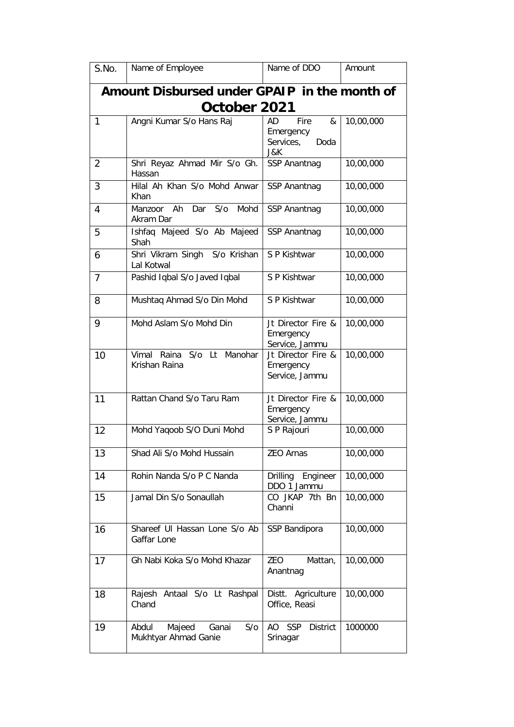| S.No. | Name of Employee | Name of DDO | Amount |
|---|---|---|---|
| **Amount Disbursed under GPAIP in the month of October 2021** | | | |
| 1 | Angni Kumar S/o Hans Raj | AD Fire & Emergency Services, Doda J&K | 10,00,000 |
| 2 | Shri Reyaz Ahmad Mir S/o Gh. Hassan | SSP Anantnag | 10,00,000 |
| 3 | Hilal Ah Khan S/o Mohd Anwar Khan | SSP Anantnag | 10,00,000 |
| 4 | Manzoor Ah Dar S/o Mohd Akram Dar | SSP Anantnag | 10,00,000 |
| 5 | Ishfaq Majeed S/o Ab Majeed Shah | SSP Anantnag | 10,00,000 |
| 6 | Shri Vikram Singh S/o Krishan Lal Kotwal | S P Kishtwar | 10,00,000 |
| 7 | Pashid Iqbal S/o Javed Iqbal | S P Kishtwar | 10,00,000 |
| 8 | Mushtaq Ahmad S/o Din Mohd | S P Kishtwar | 10,00,000 |
| 9 | Mohd Aslam S/o Mohd Din | Jt Director Fire & Emergency Service, Jammu | 10,00,000 |
| 10 | Vimal Raina S/o Lt Manohar Krishan Raina | Jt Director Fire & Emergency Service, Jammu | 10,00,000 |
| 11 | Rattan Chand S/o Taru Ram | Jt Director Fire & Emergency Service, Jammu | 10,00,000 |
| 12 | Mohd Yaqoob S/O Duni Mohd | S P Rajouri | 10,00,000 |
| 13 | Shad Ali S/o Mohd Hussain | ZEO Arnas | 10,00,000 |
| 14 | Rohin Nanda S/o P C Nanda | Drilling Engineer DDO 1 Jammu | 10,00,000 |
| 15 | Jamal Din S/o Sonaullah | CO JKAP 7th Bn Channi | 10,00,000 |
| 16 | Shareef Ul Hassan Lone S/o Ab Gaffar Lone | SSP Bandipora | 10,00,000 |
| 17 | Gh Nabi Koka S/o Mohd Khazar | ZEO Mattan, Anantnag | 10,00,000 |
| 18 | Rajesh Antaal S/o Lt Rashpal Chand | Distt. Agriculture Office, Reasi | 10,00,000 |
| 19 | Abdul Majeed Ganai S/o Mukhtyar Ahmad Ganie | AO SSP District Srinagar | 1000000 |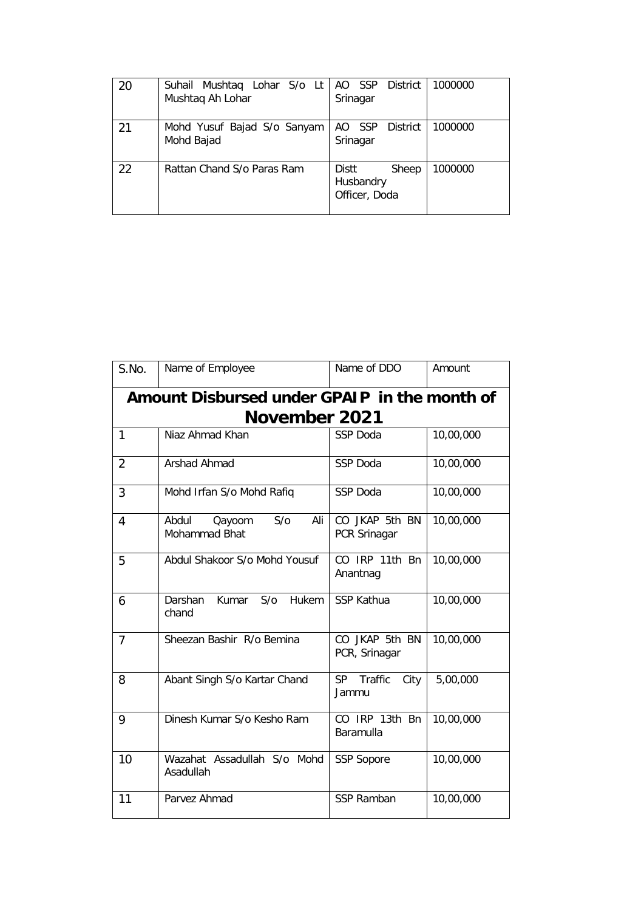| | | | |
|---|---|---|---|
| 20 | Suhail Mushtaq Lohar S/o Lt Mushtaq Ah Lohar | AO SSP District Srinagar | 1000000 |
| 21 | Mohd Yusuf Bajad S/o Sanyam Mohd Bajad | AO SSP District Srinagar | 1000000 |
| 22 | Rattan Chand S/o Paras Ram | Distt Sheep Husbandry Officer, Doda | 1000000 |

| S.No. | Name of Employee | Name of DDO | Amount |
|---|---|---|---|
| **Amount Disbursed under GPAIP in the month of November 2021** | | | |
| 1 | Niaz Ahmad Khan | SSP Doda | 10,00,000 |
| 2 | Arshad Ahmad | SSP Doda | 10,00,000 |
| 3 | Mohd Irfan S/o Mohd Rafiq | SSP Doda | 10,00,000 |
| 4 | Abdul Qayoom S/o Ali Mohammad Bhat | CO JKAP 5th BN PCR Srinagar | 10,00,000 |
| 5 | Abdul Shakoor S/o Mohd Yousuf | CO IRP 11th Bn Anantnag | 10,00,000 |
| 6 | Darshan Kumar S/o Hukem chand | SSP Kathua | 10,00,000 |
| 7 | Sheezan Bashir R/o Bemina | CO JKAP 5th BN PCR, Srinagar | 10,00,000 |
| 8 | Abant Singh S/o Kartar Chand | SP Traffic City Jammu | 5,00,000 |
| 9 | Dinesh Kumar S/o Kesho Ram | CO IRP 13th Bn Baramulla | 10,00,000 |
| 10 | Wazahat Assadullah S/o Mohd Asadullah | SSP Sopore | 10,00,000 |
| 11 | Parvez Ahmad | SSP Ramban | 10,00,000 |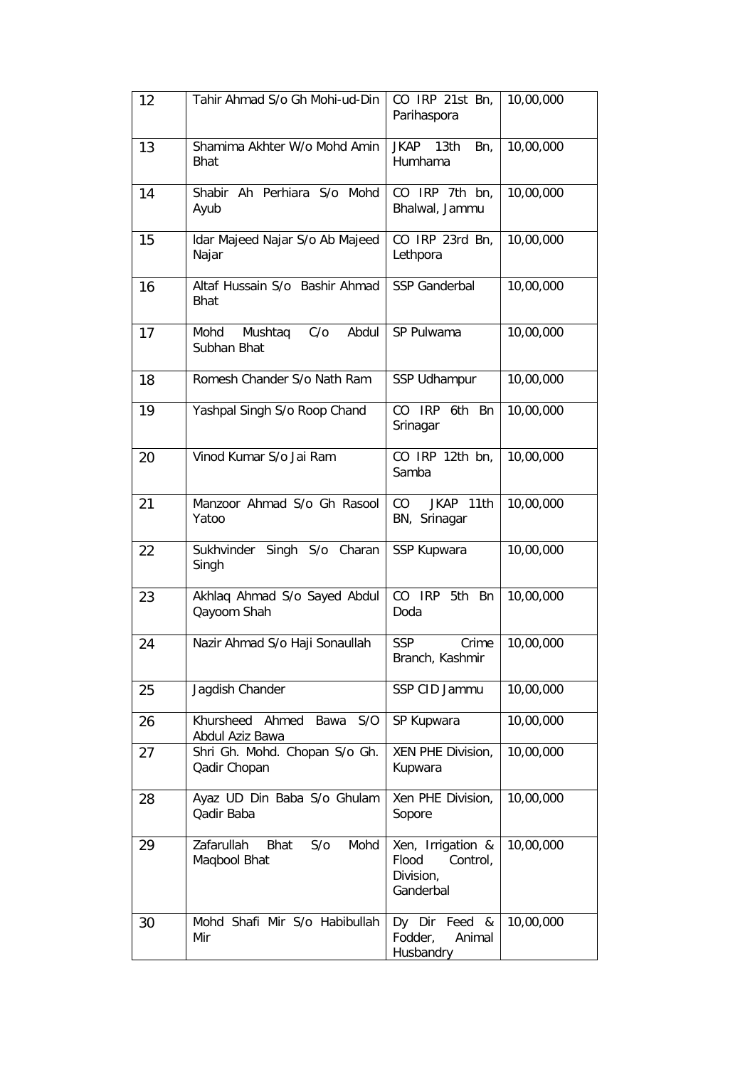| | | | |
|---|---|---|---|
| 12 | Tahir Ahmad S/o Gh Mohi-ud-Din | CO IRP 21st Bn, Parihaspora | 10,00,000 |
| 13 | Shamima Akhter W/o Mohd Amin Bhat | JKAP 13th Bn, Humhama | 10,00,000 |
| 14 | Shabir Ah Perhiara S/o Mohd Ayub | CO IRP 7th bn, Bhalwal, Jammu | 10,00,000 |
| 15 | Idar Majeed Najar S/o Ab Majeed Najar | CO IRP 23rd Bn, Lethpora | 10,00,000 |
| 16 | Altaf Hussain S/o Bashir Ahmad Bhat | SSP Ganderbal | 10,00,000 |
| 17 | Mohd Mushtaq C/o Abdul Subhan Bhat | SP Pulwama | 10,00,000 |
| 18 | Romesh Chander S/o Nath Ram | SSP Udhampur | 10,00,000 |
| 19 | Yashpal Singh S/o Roop Chand | CO IRP 6th Bn Srinagar | 10,00,000 |
| 20 | Vinod Kumar S/o Jai Ram | CO IRP 12th bn, Samba | 10,00,000 |
| 21 | Manzoor Ahmad S/o Gh Rasool Yatoo | CO JKAP 11th BN, Srinagar | 10,00,000 |
| 22 | Sukhvinder Singh S/o Charan Singh | SSP Kupwara | 10,00,000 |
| 23 | Akhlaq Ahmad S/o Sayed Abdul Qayoom Shah | CO IRP 5th Bn Doda | 10,00,000 |
| 24 | Nazir Ahmad S/o Haji Sonaullah | SSP Crime Branch, Kashmir | 10,00,000 |
| 25 | Jagdish Chander | SSP CID Jammu | 10,00,000 |
| 26 | Khursheed Ahmed Bawa S/O Abdul Aziz Bawa | SP Kupwara | 10,00,000 |
| 27 | Shri Gh. Mohd. Chopan S/o Gh. Qadir Chopan | XEN PHE Division, Kupwara | 10,00,000 |
| 28 | Ayaz UD Din Baba S/o Ghulam Qadir Baba | Xen PHE Division, Sopore | 10,00,000 |
| 29 | Zafarullah Bhat S/o Mohd Maqbool Bhat | Xen, Irrigation & Flood Control, Division, Ganderbal | 10,00,000 |
| 30 | Mohd Shafi Mir S/o Habibullah Mir | Dy Dir Feed & Fodder, Animal Husbandry | 10,00,000 |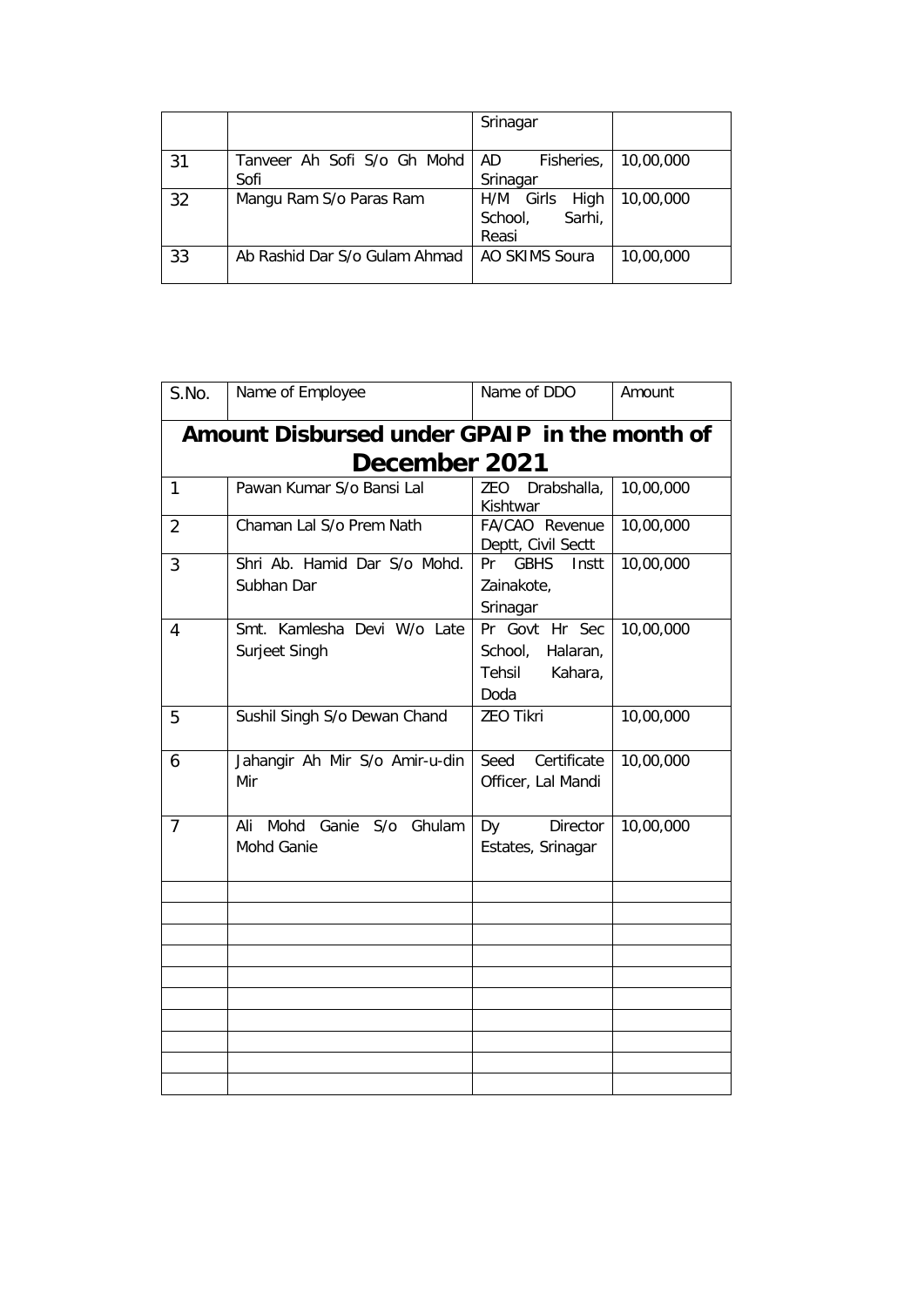| | | | |
|---|---|---|---|
| | | Srinagar | |
| 31 | Tanveer Ah Sofi S/o Gh Mohd Sofi | AD Fisheries, Srinagar | 10,00,000 |
| 32 | Mangu Ram S/o Paras Ram | H/M Girls High School, Sarhi, Reasi | 10,00,000 |
| 33 | Ab Rashid Dar S/o Gulam Ahmad | AO SKIMS Soura | 10,00,000 |

| S.No. | Name of Employee | Name of DDO | Amount |
|---|---|---|---|
| **Amount Disbursed under GPAIP in the month of December 2021** | | | |
| 1 | Pawan Kumar S/o Bansi Lal | ZEO Drabshalla, Kishtwar | 10,00,000 |
| 2 | Chaman Lal S/o Prem Nath | FA/CAO Revenue Deptt, Civil Sectt | 10,00,000 |
| 3 | Shri Ab. Hamid Dar S/o Mohd. Subhan Dar | Pr GBHS Instt Zainakote, Srinagar | 10,00,000 |
| 4 | Smt. Kamlesha Devi W/o Late Surjeet Singh | Pr Govt Hr Sec School, Halaran, Tehsil Kahara, Doda | 10,00,000 |
| 5 | Sushil Singh S/o Dewan Chand | ZEO Tikri | 10,00,000 |
| 6 | Jahangir Ah Mir S/o Amir-u-din Mir | Seed Certificate Officer, Lal Mandi | 10,00,000 |
| 7 | Ali Mohd Ganie S/o Ghulam Mohd Ganie | Dy Director Estates, Srinagar | 10,00,000 |
| | | | |
| | | | |
| | | | |
| | | | |
| | | | |
| | | | |
| | | | |
| | | | |
| | | | |
| | | | |